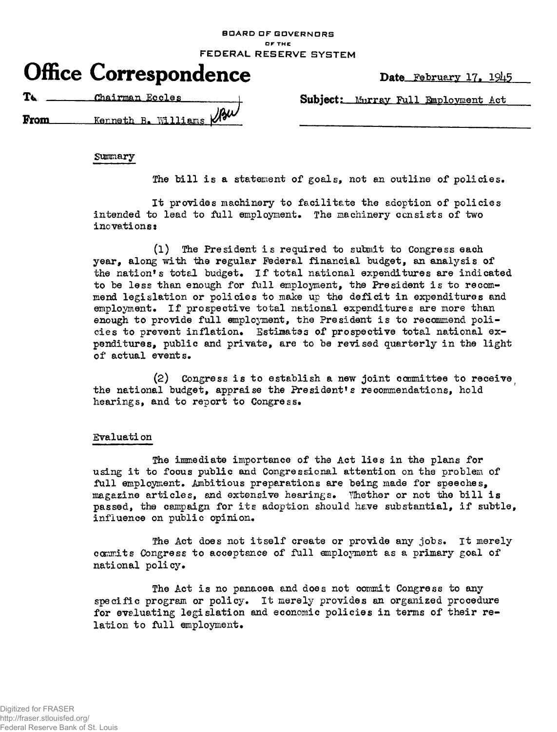BOARD OF GOVERNORS
OF THE
FEDERAL RESERVE SYSTEM

# Office Correspondence

**Date** February 17, 1945

**To** Chairman Eccles

**From** Kenneth B. Williams KBW

**Subject:** Murray Full Employment Act

## Summary

The bill is a statement of goals, not an outline of policies.

It provides machinery to facilitate the adoption of policies intended to lead to full employment. The machinery consists of two inovations:

(1) The President is required to submit to Congress each year, along with the regular Federal financial budget, an analysis of the nation's total budget. If total national expenditures are indicated to be less than enough for full employment, the President is to recommend legislation or policies to make up the deficit in expenditures and employment. If prospective total national expenditures are more than enough to provide full employment, the President is to recommend policies to prevent inflation. Estimates of prospective total national expenditures, public and private, are to be revised quarterly in the light of actual events.

(2) Congress is to establish a new joint committee to receive the national budget, appraise the President's recommendations, hold hearings, and to report to Congress.

## Evaluation

The immediate importance of the Act lies in the plans for using it to focus public and Congressional attention on the problem of full employment. Ambitious preparations are being made for speeches, magazine articles, and extensive hearings. Whether or not the bill is passed, the campaign for its adoption should have substantial, if subtle, influence on public opinion.

The Act does not itself create or provide any jobs. It merely commits Congress to acceptance of full employment as a primary goal of national policy.

The Act is no panacea and does not commit Congress to any specific program or policy. It merely provides an organized procedure for evaluating legislation and economic policies in terms of their relation to full employment.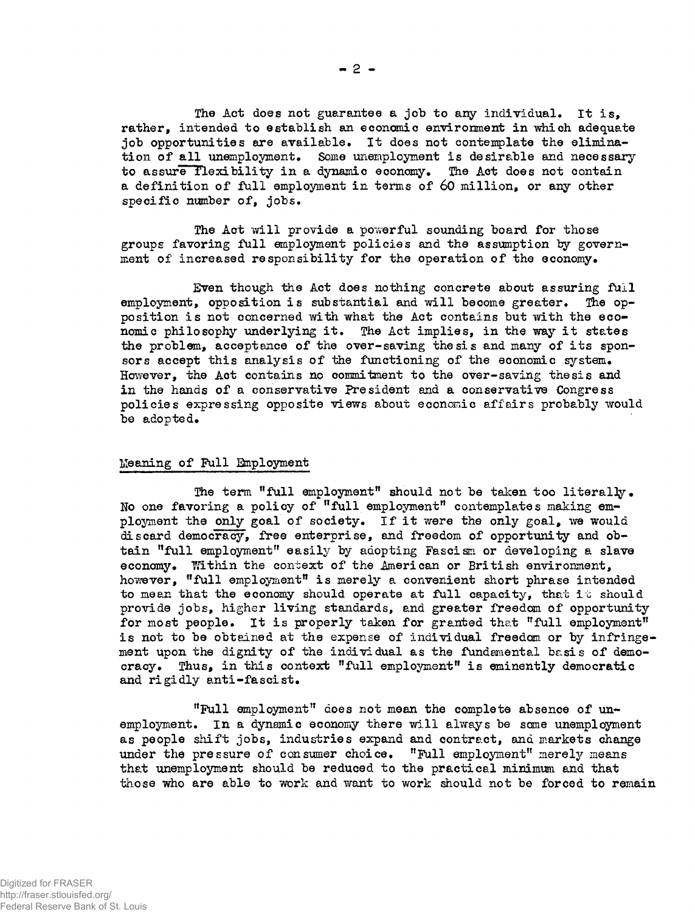The Act does not guarantee a job to any individual. It is, rather, intended to establish an economic environment in which adequate job opportunities are available. It does not contemplate the elimination of all unemployment. Some unemployment is desirable and necessary to assure flexibility in a dynamic economy. The Act does not contain a definition of full employment in terms of 60 million, or any other specific number of, jobs.

The Act will provide a powerful sounding board for those groups favoring full employment policies and the assumption by government of increased responsibility for the operation of the economy.

Even though the Act does nothing concrete about assuring full employment, opposition is substantial and will become greater. The opposition is not concerned with what the Act contains but with the economic philosophy underlying it. The Act implies, in the way it states the problem, acceptance of the over-saving thesis and many of its sponsors accept this analysis of the functioning of the economic system. However, the Act contains no commitment to the over-saving thesis and in the hands of a conservative President and a conservative Congress policies expressing opposite views about economic affairs probably would be adopted.

## Meaning of Full Employment

The term "full employment" should not be taken too literally. No one favoring a policy of "full employment" contemplates making employment the only goal of society. If it were the only goal, we would discard democracy, free enterprise, and freedom of opportunity and obtain "full employment" easily by adopting Fascism or developing a slave economy. Within the context of the American or British environment, however, "full employment" is merely a convenient short phrase intended to mean that the economy should operate at full capacity, that it should provide jobs, higher living standards, and greater freedom of opportunity for most people. It is properly taken for granted that "full employment" is not to be obtained at the expense of individual freedom or by infringement upon the dignity of the individual as the fundamental basis of democracy. Thus, in this context "full employment" is eminently democratic and rigidly anti-fascist.

"Full employment" does not mean the complete absence of unemployment. In a dynamic economy there will always be some unemployment as people shift jobs, industries expand and contract, and markets change under the pressure of consumer choice. "Full employment" merely means that unemployment should be reduced to the practical minimum and that those who are able to work and want to work should not be forced to remain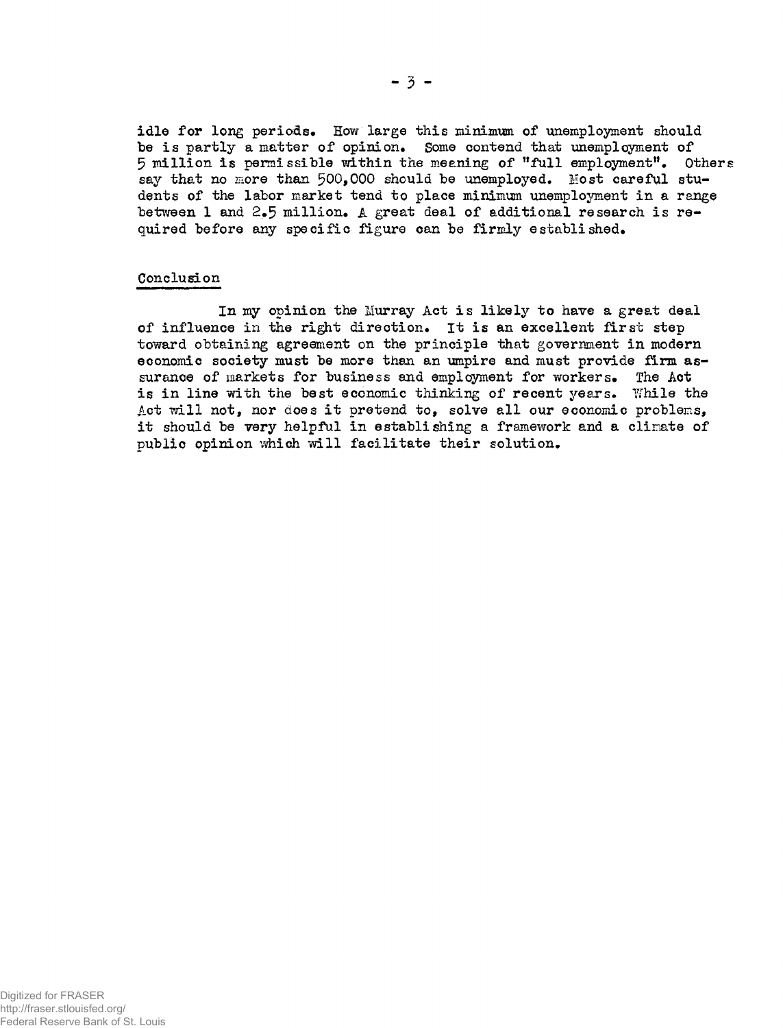idle for long periods. How large this minimum of unemployment should be is partly a matter of opinion. Some contend that unemployment of 5 million is permissible within the meaning of "full employment". Others say that no more than 500,000 should be unemployed. Most careful students of the labor market tend to place minimum unemployment in a range between 1 and 2.5 million. A great deal of additional research is required before any specific figure can be firmly established.

## Conclusion

In my opinion the Murray Act is likely to have a great deal of influence in the right direction. It is an excellent first step toward obtaining agreement on the principle that government in modern economic society must be more than an umpire and must provide firm assurance of markets for business and employment for workers. The Act is in line with the best economic thinking of recent years. While the Act will not, nor does it pretend to, solve all our economic problems, it should be very helpful in establishing a framework and a climate of public opinion which will facilitate their solution.